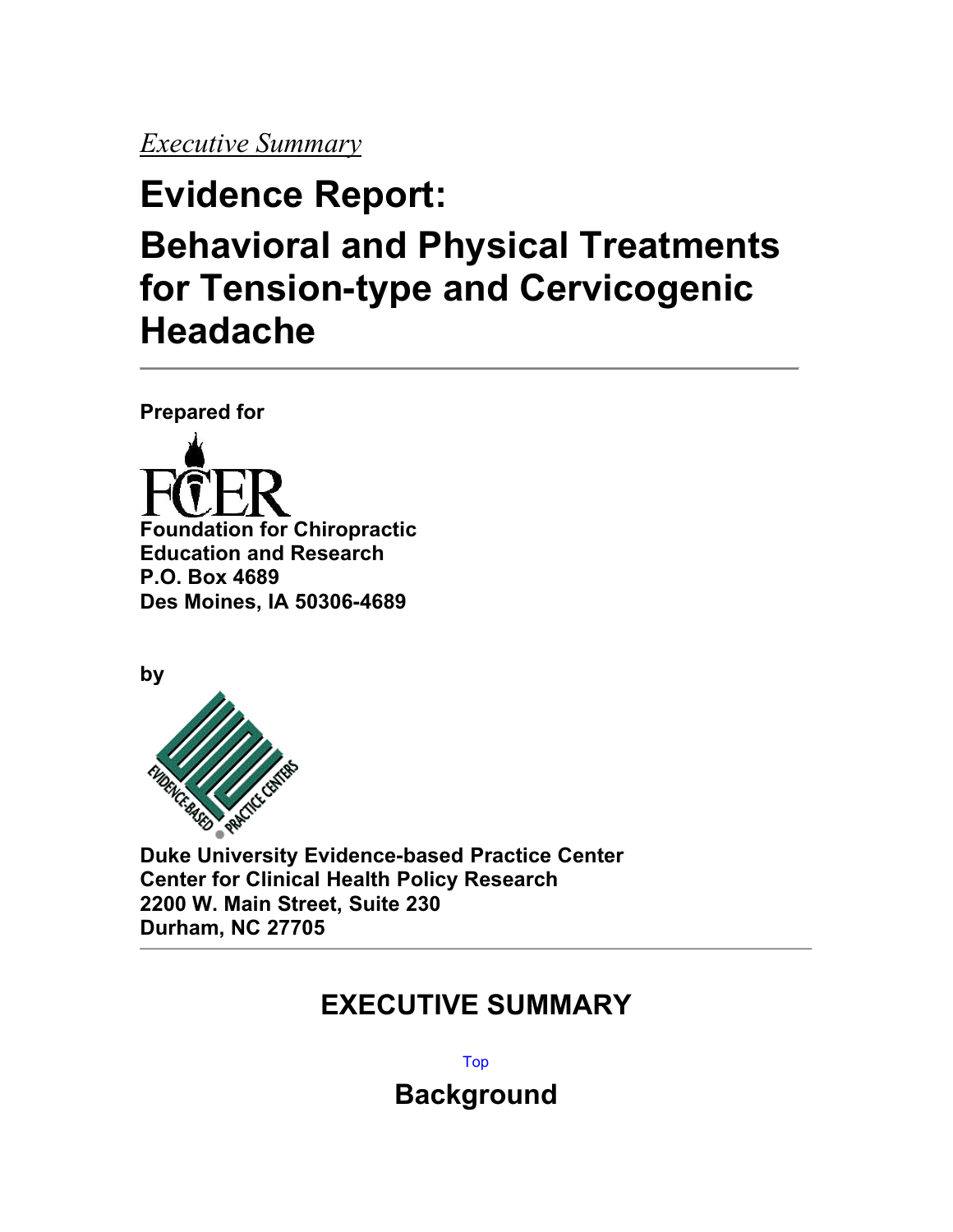*Executive Summary*

# Evidence Report:

# Behavioral and Physical Treatments for Tension-type and Cervicogenic Headache

**Prepared for**

**Foundation for Chiropractic Education and Research**
**P.O. Box 4689**
**Des Moines, IA 50306-4689**

**by**

**Duke University Evidence-based Practice Center**
**Center for Clinical Health Policy Research**
**2200 W. Main Street, Suite 230**
**Durham, NC 27705**

## EXECUTIVE SUMMARY

Top

## Background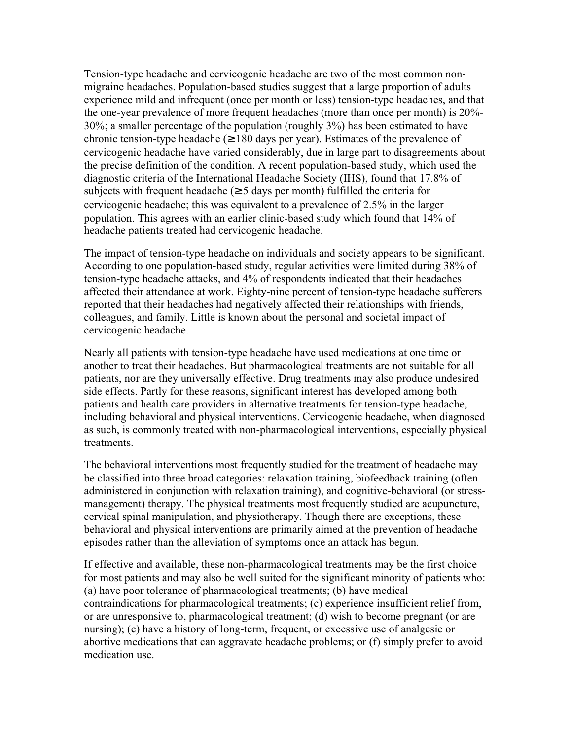Tension-type headache and cervicogenic headache are two of the most common non-migraine headaches. Population-based studies suggest that a large proportion of adults experience mild and infrequent (once per month or less) tension-type headaches, and that the one-year prevalence of more frequent headaches (more than once per month) is 20%-30%; a smaller percentage of the population (roughly 3%) has been estimated to have chronic tension-type headache (≥180 days per year). Estimates of the prevalence of cervicogenic headache have varied considerably, due in large part to disagreements about the precise definition of the condition. A recent population-based study, which used the diagnostic criteria of the International Headache Society (IHS), found that 17.8% of subjects with frequent headache (≥5 days per month) fulfilled the criteria for cervicogenic headache; this was equivalent to a prevalence of 2.5% in the larger population. This agrees with an earlier clinic-based study which found that 14% of headache patients treated had cervicogenic headache.

The impact of tension-type headache on individuals and society appears to be significant. According to one population-based study, regular activities were limited during 38% of tension-type headache attacks, and 4% of respondents indicated that their headaches affected their attendance at work. Eighty-nine percent of tension-type headache sufferers reported that their headaches had negatively affected their relationships with friends, colleagues, and family. Little is known about the personal and societal impact of cervicogenic headache.

Nearly all patients with tension-type headache have used medications at one time or another to treat their headaches. But pharmacological treatments are not suitable for all patients, nor are they universally effective. Drug treatments may also produce undesired side effects. Partly for these reasons, significant interest has developed among both patients and health care providers in alternative treatments for tension-type headache, including behavioral and physical interventions. Cervicogenic headache, when diagnosed as such, is commonly treated with non-pharmacological interventions, especially physical treatments.

The behavioral interventions most frequently studied for the treatment of headache may be classified into three broad categories: relaxation training, biofeedback training (often administered in conjunction with relaxation training), and cognitive-behavioral (or stress-management) therapy. The physical treatments most frequently studied are acupuncture, cervical spinal manipulation, and physiotherapy. Though there are exceptions, these behavioral and physical interventions are primarily aimed at the prevention of headache episodes rather than the alleviation of symptoms once an attack has begun.

If effective and available, these non-pharmacological treatments may be the first choice for most patients and may also be well suited for the significant minority of patients who: (a) have poor tolerance of pharmacological treatments; (b) have medical contraindications for pharmacological treatments; (c) experience insufficient relief from, or are unresponsive to, pharmacological treatment; (d) wish to become pregnant (or are nursing); (e) have a history of long-term, frequent, or excessive use of analgesic or abortive medications that can aggravate headache problems; or (f) simply prefer to avoid medication use.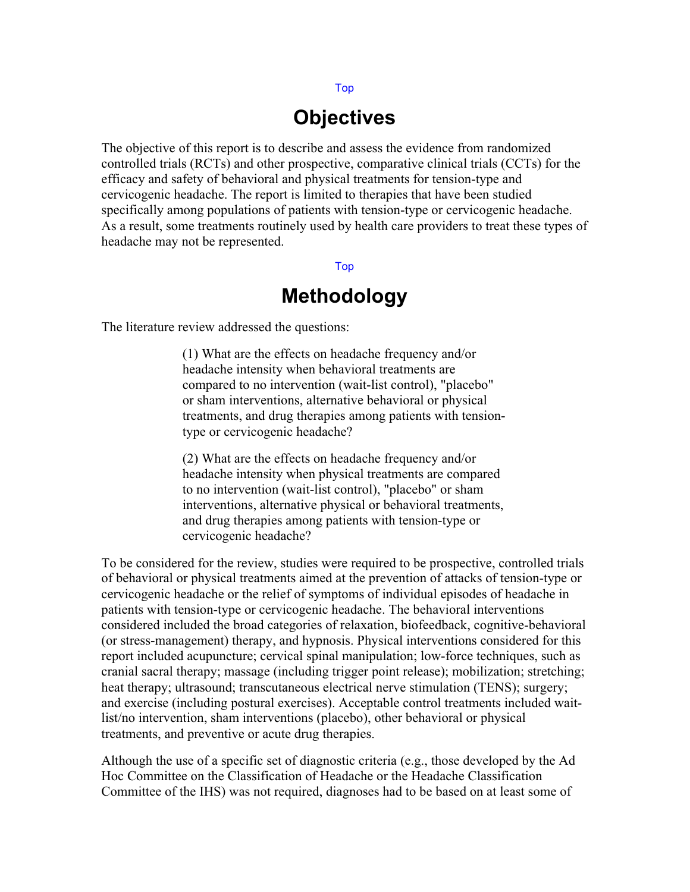# Objectives

The objective of this report is to describe and assess the evidence from randomized controlled trials (RCTs) and other prospective, comparative clinical trials (CCTs) for the efficacy and safety of behavioral and physical treatments for tension-type and cervicogenic headache. The report is limited to therapies that have been studied specifically among populations of patients with tension-type or cervicogenic headache. As a result, some treatments routinely used by health care providers to treat these types of headache may not be represented.

# Methodology

The literature review addressed the questions:

> (1) What are the effects on headache frequency and/or headache intensity when behavioral treatments are compared to no intervention (wait-list control), "placebo" or sham interventions, alternative behavioral or physical treatments, and drug therapies among patients with tension-type or cervicogenic headache?
>
> (2) What are the effects on headache frequency and/or headache intensity when physical treatments are compared to no intervention (wait-list control), "placebo" or sham interventions, alternative physical or behavioral treatments, and drug therapies among patients with tension-type or cervicogenic headache?

To be considered for the review, studies were required to be prospective, controlled trials of behavioral or physical treatments aimed at the prevention of attacks of tension-type or cervicogenic headache or the relief of symptoms of individual episodes of headache in patients with tension-type or cervicogenic headache. The behavioral interventions considered included the broad categories of relaxation, biofeedback, cognitive-behavioral (or stress-management) therapy, and hypnosis. Physical interventions considered for this report included acupuncture; cervical spinal manipulation; low-force techniques, such as cranial sacral therapy; massage (including trigger point release); mobilization; stretching; heat therapy; ultrasound; transcutaneous electrical nerve stimulation (TENS); surgery; and exercise (including postural exercises). Acceptable control treatments included wait-list/no intervention, sham interventions (placebo), other behavioral or physical treatments, and preventive or acute drug therapies.

Although the use of a specific set of diagnostic criteria (e.g., those developed by the Ad Hoc Committee on the Classification of Headache or the Headache Classification Committee of the IHS) was not required, diagnoses had to be based on at least some of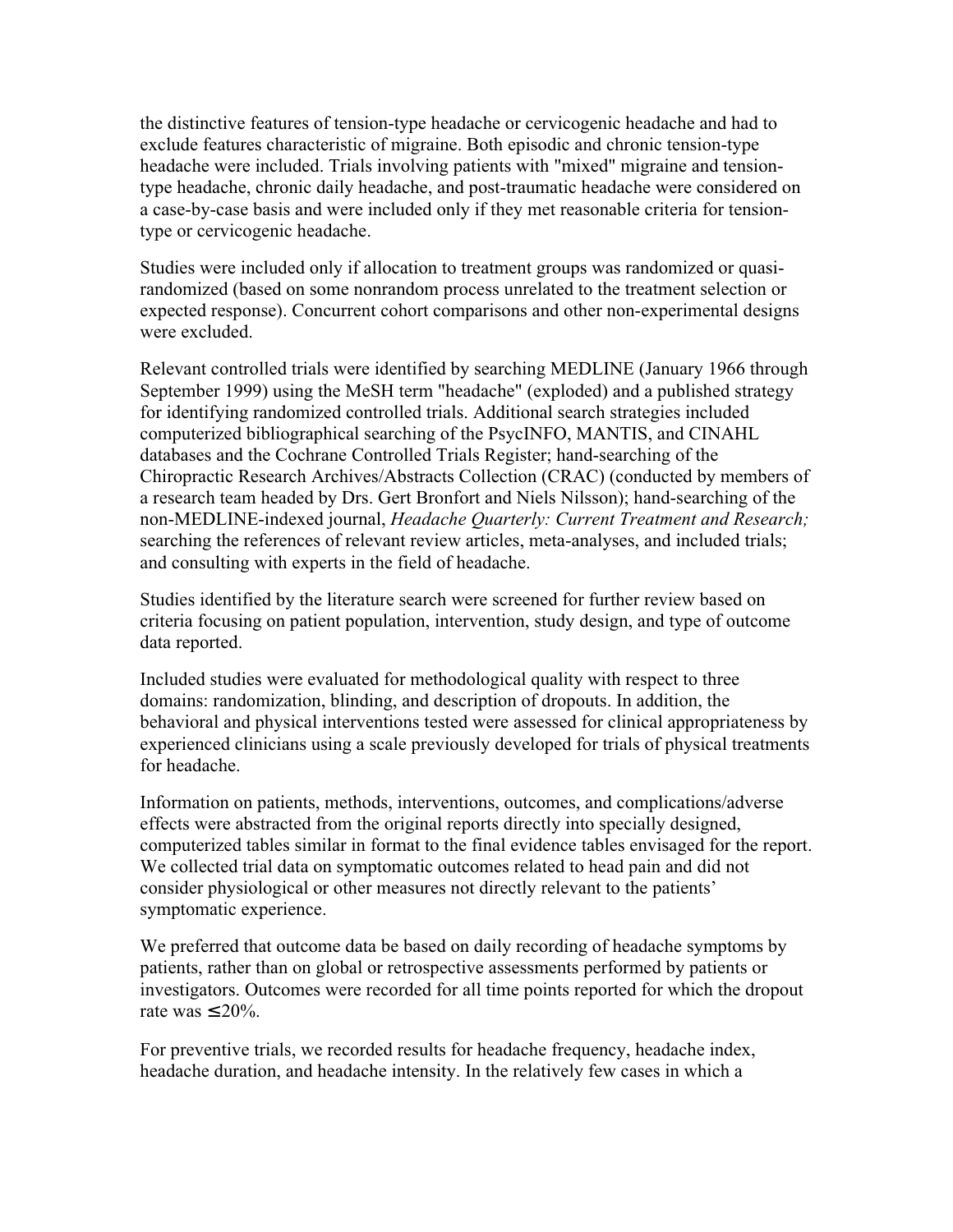the distinctive features of tension-type headache or cervicogenic headache and had to exclude features characteristic of migraine. Both episodic and chronic tension-type headache were included. Trials involving patients with "mixed" migraine and tension-type headache, chronic daily headache, and post-traumatic headache were considered on a case-by-case basis and were included only if they met reasonable criteria for tension-type or cervicogenic headache.

Studies were included only if allocation to treatment groups was randomized or quasi-randomized (based on some nonrandom process unrelated to the treatment selection or expected response). Concurrent cohort comparisons and other non-experimental designs were excluded.

Relevant controlled trials were identified by searching MEDLINE (January 1966 through September 1999) using the MeSH term "headache" (exploded) and a published strategy for identifying randomized controlled trials. Additional search strategies included computerized bibliographical searching of the PsycINFO, MANTIS, and CINAHL databases and the Cochrane Controlled Trials Register; hand-searching of the Chiropractic Research Archives/Abstracts Collection (CRAC) (conducted by members of a research team headed by Drs. Gert Bronfort and Niels Nilsson); hand-searching of the non-MEDLINE-indexed journal, *Headache Quarterly: Current Treatment and Research;* searching the references of relevant review articles, meta-analyses, and included trials; and consulting with experts in the field of headache.

Studies identified by the literature search were screened for further review based on criteria focusing on patient population, intervention, study design, and type of outcome data reported.

Included studies were evaluated for methodological quality with respect to three domains: randomization, blinding, and description of dropouts. In addition, the behavioral and physical interventions tested were assessed for clinical appropriateness by experienced clinicians using a scale previously developed for trials of physical treatments for headache.

Information on patients, methods, interventions, outcomes, and complications/adverse effects were abstracted from the original reports directly into specially designed, computerized tables similar in format to the final evidence tables envisaged for the report. We collected trial data on symptomatic outcomes related to head pain and did not consider physiological or other measures not directly relevant to the patients' symptomatic experience.

We preferred that outcome data be based on daily recording of headache symptoms by patients, rather than on global or retrospective assessments performed by patients or investigators. Outcomes were recorded for all time points reported for which the dropout rate was $\leq$20%.

For preventive trials, we recorded results for headache frequency, headache index, headache duration, and headache intensity. In the relatively few cases in which a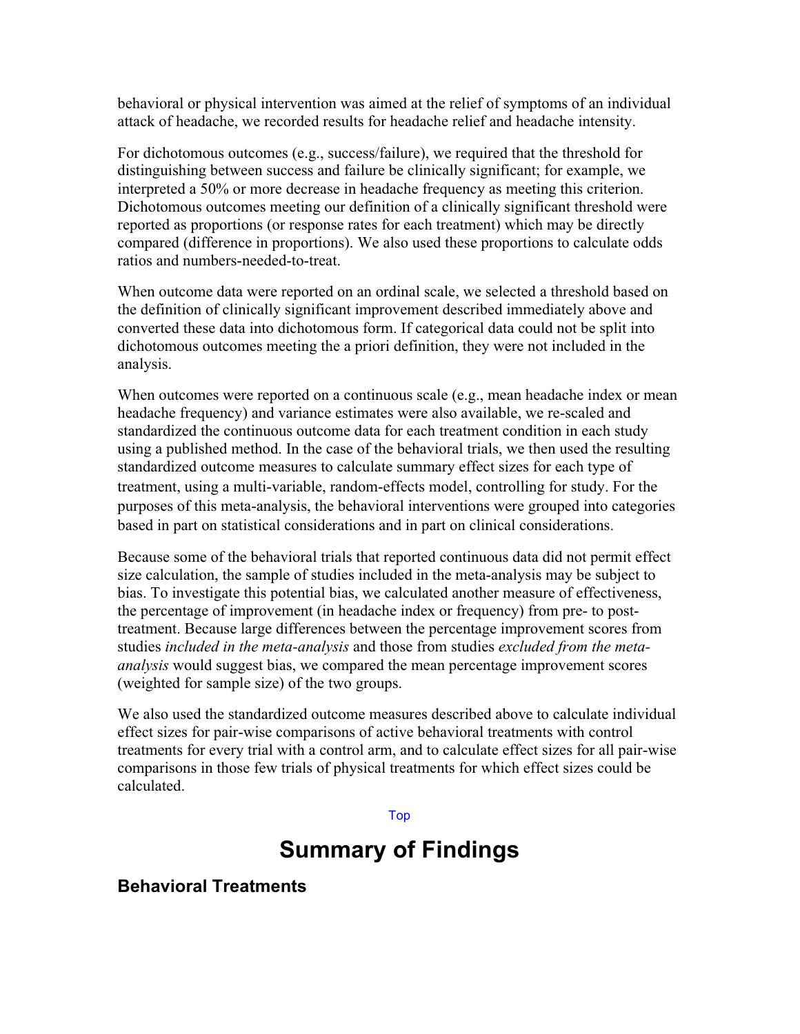behavioral or physical intervention was aimed at the relief of symptoms of an individual attack of headache, we recorded results for headache relief and headache intensity.

For dichotomous outcomes (e.g., success/failure), we required that the threshold for distinguishing between success and failure be clinically significant; for example, we interpreted a 50% or more decrease in headache frequency as meeting this criterion. Dichotomous outcomes meeting our definition of a clinically significant threshold were reported as proportions (or response rates for each treatment) which may be directly compared (difference in proportions). We also used these proportions to calculate odds ratios and numbers-needed-to-treat.

When outcome data were reported on an ordinal scale, we selected a threshold based on the definition of clinically significant improvement described immediately above and converted these data into dichotomous form. If categorical data could not be split into dichotomous outcomes meeting the a priori definition, they were not included in the analysis.

When outcomes were reported on a continuous scale (e.g., mean headache index or mean headache frequency) and variance estimates were also available, we re-scaled and standardized the continuous outcome data for each treatment condition in each study using a published method. In the case of the behavioral trials, we then used the resulting standardized outcome measures to calculate summary effect sizes for each type of treatment, using a multi-variable, random-effects model, controlling for study. For the purposes of this meta-analysis, the behavioral interventions were grouped into categories based in part on statistical considerations and in part on clinical considerations.

Because some of the behavioral trials that reported continuous data did not permit effect size calculation, the sample of studies included in the meta-analysis may be subject to bias. To investigate this potential bias, we calculated another measure of effectiveness, the percentage of improvement (in headache index or frequency) from pre- to post-treatment. Because large differences between the percentage improvement scores from studies *included in the meta-analysis* and those from studies *excluded from the meta-analysis* would suggest bias, we compared the mean percentage improvement scores (weighted for sample size) of the two groups.

We also used the standardized outcome measures described above to calculate individual effect sizes for pair-wise comparisons of active behavioral treatments with control treatments for every trial with a control arm, and to calculate effect sizes for all pair-wise comparisons in those few trials of physical treatments for which effect sizes could be calculated.

Top

# Summary of Findings

## Behavioral Treatments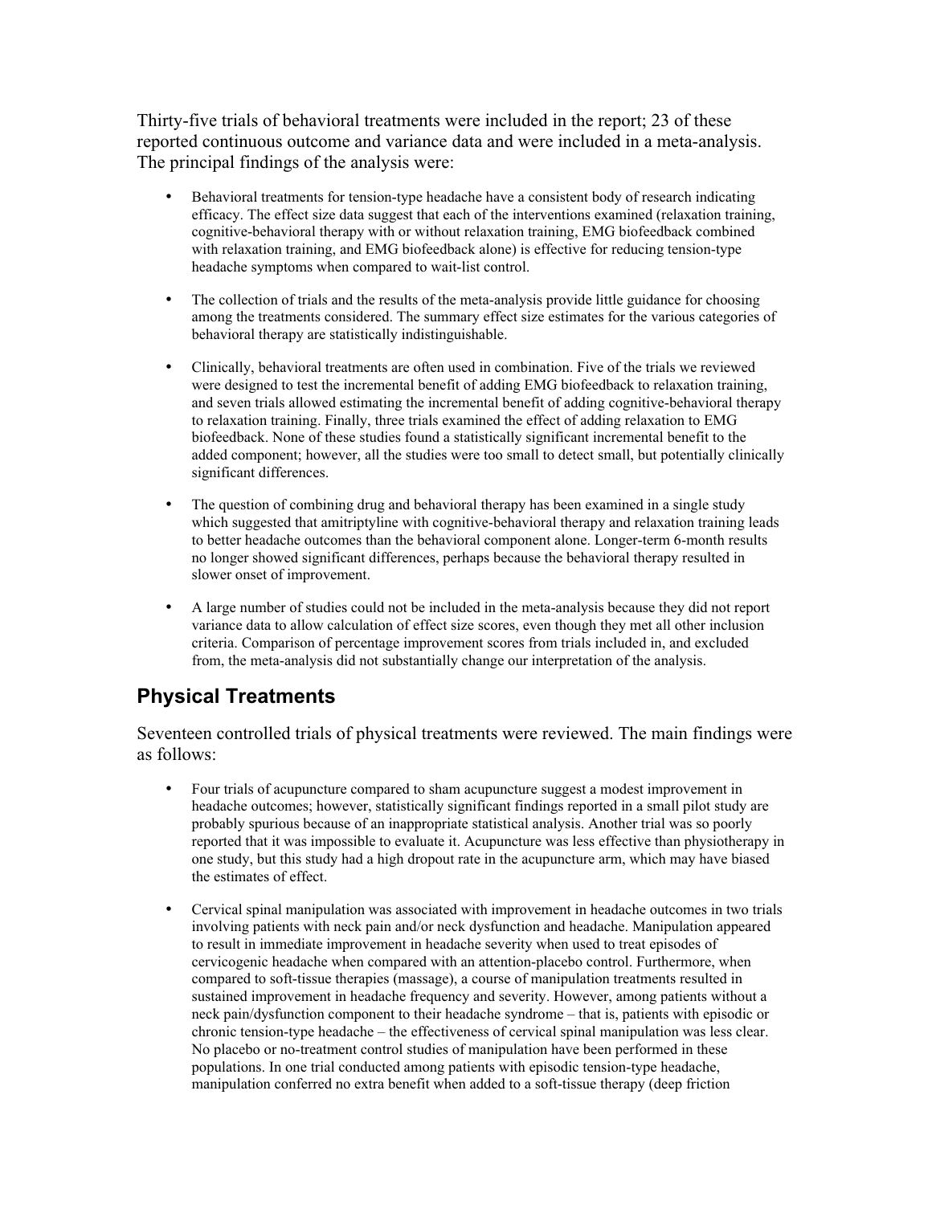Thirty-five trials of behavioral treatments were included in the report; 23 of these reported continuous outcome and variance data and were included in a meta-analysis. The principal findings of the analysis were:

- Behavioral treatments for tension-type headache have a consistent body of research indicating efficacy. The effect size data suggest that each of the interventions examined (relaxation training, cognitive-behavioral therapy with or without relaxation training, EMG biofeedback combined with relaxation training, and EMG biofeedback alone) is effective for reducing tension-type headache symptoms when compared to wait-list control.

- The collection of trials and the results of the meta-analysis provide little guidance for choosing among the treatments considered. The summary effect size estimates for the various categories of behavioral therapy are statistically indistinguishable.

- Clinically, behavioral treatments are often used in combination. Five of the trials we reviewed were designed to test the incremental benefit of adding EMG biofeedback to relaxation training, and seven trials allowed estimating the incremental benefit of adding cognitive-behavioral therapy to relaxation training. Finally, three trials examined the effect of adding relaxation to EMG biofeedback. None of these studies found a statistically significant incremental benefit to the added component; however, all the studies were too small to detect small, but potentially clinically significant differences.

- The question of combining drug and behavioral therapy has been examined in a single study which suggested that amitriptyline with cognitive-behavioral therapy and relaxation training leads to better headache outcomes than the behavioral component alone. Longer-term 6-month results no longer showed significant differences, perhaps because the behavioral therapy resulted in slower onset of improvement.

- A large number of studies could not be included in the meta-analysis because they did not report variance data to allow calculation of effect size scores, even though they met all other inclusion criteria. Comparison of percentage improvement scores from trials included in, and excluded from, the meta-analysis did not substantially change our interpretation of the analysis.

## Physical Treatments

Seventeen controlled trials of physical treatments were reviewed. The main findings were as follows:

- Four trials of acupuncture compared to sham acupuncture suggest a modest improvement in headache outcomes; however, statistically significant findings reported in a small pilot study are probably spurious because of an inappropriate statistical analysis. Another trial was so poorly reported that it was impossible to evaluate it. Acupuncture was less effective than physiotherapy in one study, but this study had a high dropout rate in the acupuncture arm, which may have biased the estimates of effect.

- Cervical spinal manipulation was associated with improvement in headache outcomes in two trials involving patients with neck pain and/or neck dysfunction and headache. Manipulation appeared to result in immediate improvement in headache severity when used to treat episodes of cervicogenic headache when compared with an attention-placebo control. Furthermore, when compared to soft-tissue therapies (massage), a course of manipulation treatments resulted in sustained improvement in headache frequency and severity. However, among patients without a neck pain/dysfunction component to their headache syndrome – that is, patients with episodic or chronic tension-type headache – the effectiveness of cervical spinal manipulation was less clear. No placebo or no-treatment control studies of manipulation have been performed in these populations. In one trial conducted among patients with episodic tension-type headache, manipulation conferred no extra benefit when added to a soft-tissue therapy (deep friction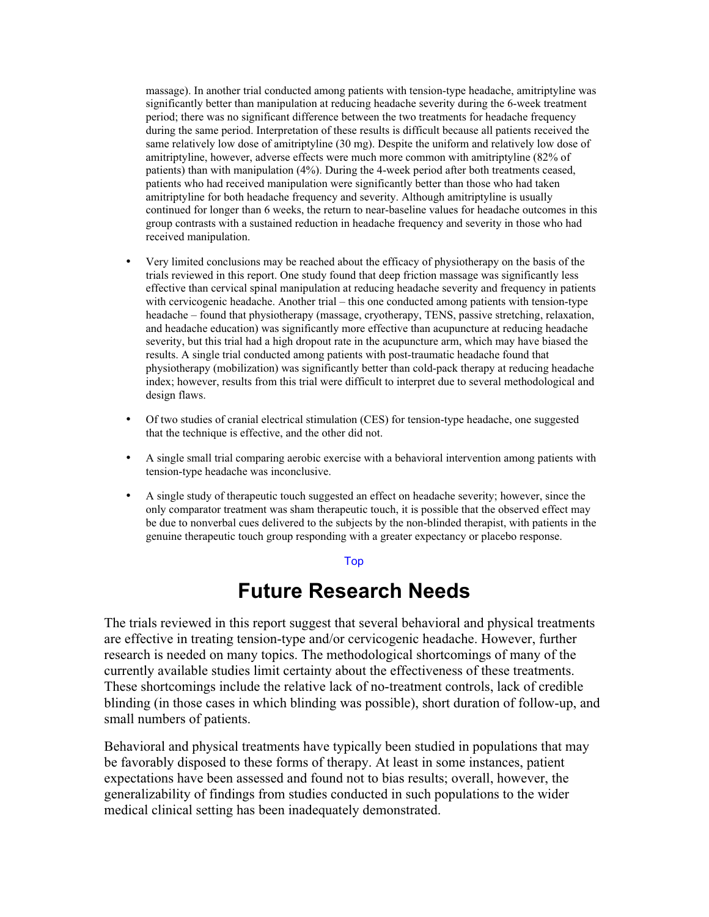massage). In another trial conducted among patients with tension-type headache, amitriptyline was significantly better than manipulation at reducing headache severity during the 6-week treatment period; there was no significant difference between the two treatments for headache frequency during the same period. Interpretation of these results is difficult because all patients received the same relatively low dose of amitriptyline (30 mg). Despite the uniform and relatively low dose of amitriptyline, however, adverse effects were much more common with amitriptyline (82% of patients) than with manipulation (4%). During the 4-week period after both treatments ceased, patients who had received manipulation were significantly better than those who had taken amitriptyline for both headache frequency and severity. Although amitriptyline is usually continued for longer than 6 weeks, the return to near-baseline values for headache outcomes in this group contrasts with a sustained reduction in headache frequency and severity in those who had received manipulation.

- Very limited conclusions may be reached about the efficacy of physiotherapy on the basis of the trials reviewed in this report. One study found that deep friction massage was significantly less effective than cervical spinal manipulation at reducing headache severity and frequency in patients with cervicogenic headache. Another trial – this one conducted among patients with tension-type headache – found that physiotherapy (massage, cryotherapy, TENS, passive stretching, relaxation, and headache education) was significantly more effective than acupuncture at reducing headache severity, but this trial had a high dropout rate in the acupuncture arm, which may have biased the results. A single trial conducted among patients with post-traumatic headache found that physiotherapy (mobilization) was significantly better than cold-pack therapy at reducing headache index; however, results from this trial were difficult to interpret due to several methodological and design flaws.
- Of two studies of cranial electrical stimulation (CES) for tension-type headache, one suggested that the technique is effective, and the other did not.
- A single small trial comparing aerobic exercise with a behavioral intervention among patients with tension-type headache was inconclusive.
- A single study of therapeutic touch suggested an effect on headache severity; however, since the only comparator treatment was sham therapeutic touch, it is possible that the observed effect may be due to nonverbal cues delivered to the subjects by the non-blinded therapist, with patients in the genuine therapeutic touch group responding with a greater expectancy or placebo response.

Top

# Future Research Needs

The trials reviewed in this report suggest that several behavioral and physical treatments are effective in treating tension-type and/or cervicogenic headache. However, further research is needed on many topics. The methodological shortcomings of many of the currently available studies limit certainty about the effectiveness of these treatments. These shortcomings include the relative lack of no-treatment controls, lack of credible blinding (in those cases in which blinding was possible), short duration of follow-up, and small numbers of patients.

Behavioral and physical treatments have typically been studied in populations that may be favorably disposed to these forms of therapy. At least in some instances, patient expectations have been assessed and found not to bias results; overall, however, the generalizability of findings from studies conducted in such populations to the wider medical clinical setting has been inadequately demonstrated.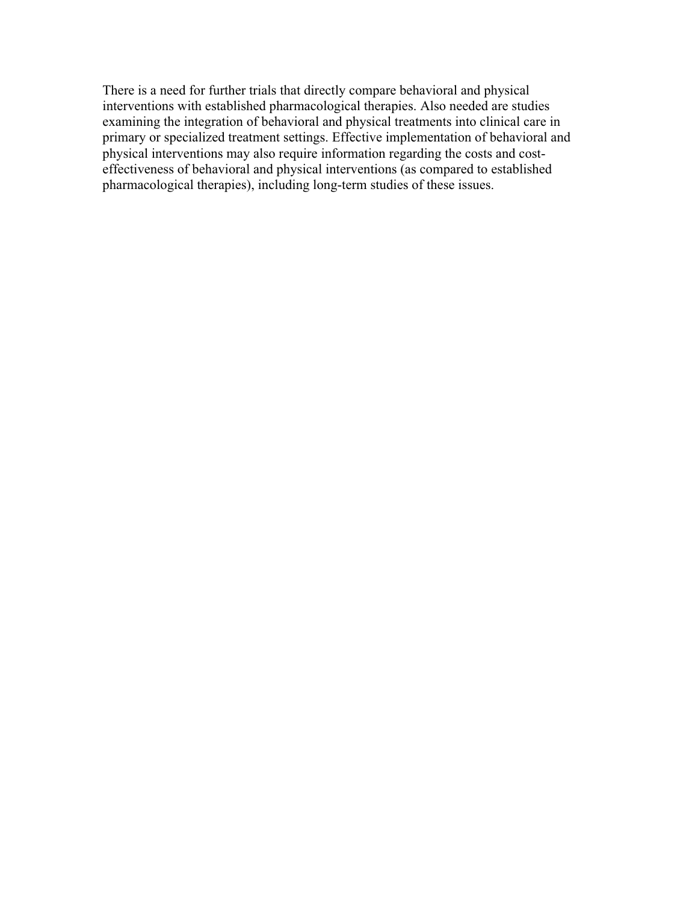There is a need for further trials that directly compare behavioral and physical interventions with established pharmacological therapies. Also needed are studies examining the integration of behavioral and physical treatments into clinical care in primary or specialized treatment settings. Effective implementation of behavioral and physical interventions may also require information regarding the costs and cost-effectiveness of behavioral and physical interventions (as compared to established pharmacological therapies), including long-term studies of these issues.